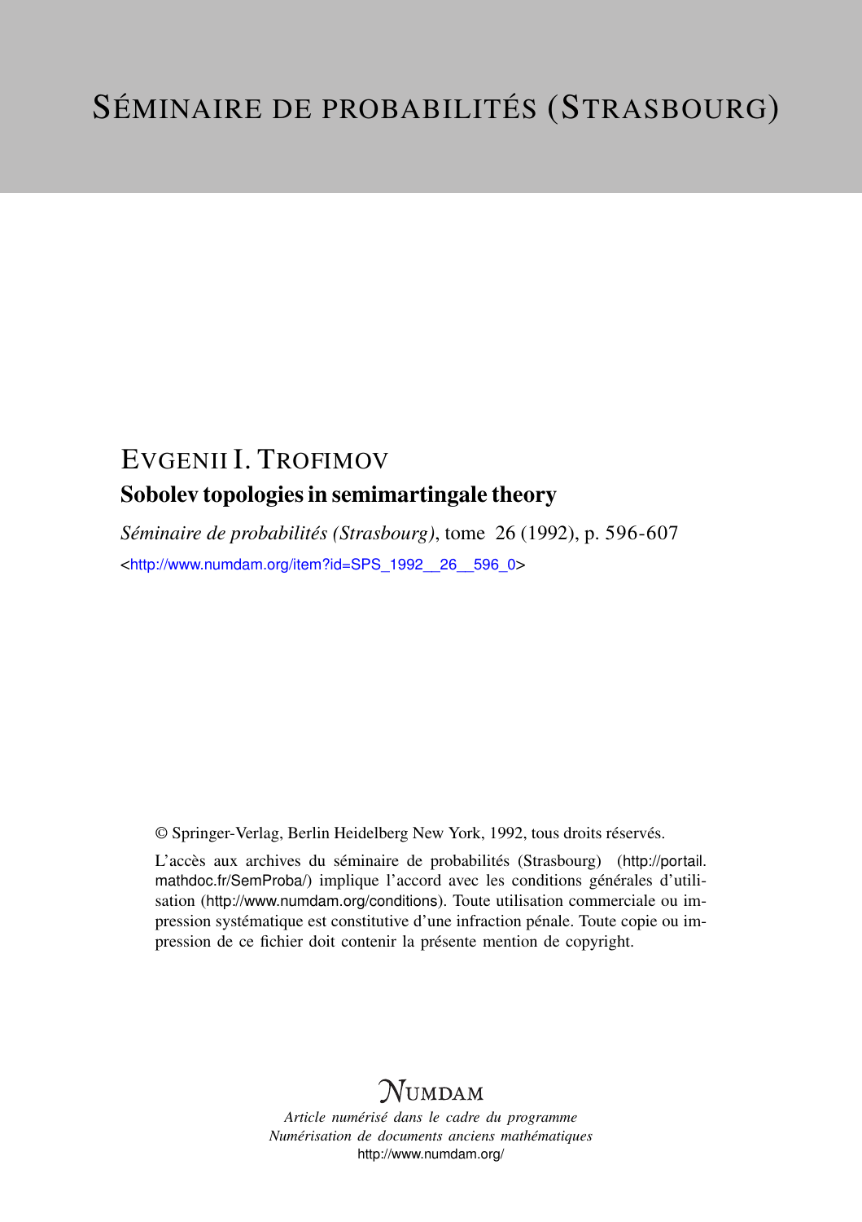# SÉMINAIRE DE PROBABILITÉS (STRASBOURG)

## EVGENII I. TROFIMOV

### Sobolev topologies in semimartingale theory

*Séminaire de probabilités (Strasbourg)*, tome 26 (1992), p. 596-607

<http://www.numdam.org/item?id=SPS_1992__26__596_0>

© Springer-Verlag, Berlin Heidelberg New York, 1992, tous droits réservés.

L'accès aux archives du séminaire de probabilités (Strasbourg) (http://portail.mathdoc.fr/SemProba/) implique l'accord avec les conditions générales d'utilisation (http://www.numdam.org/conditions). Toute utilisation commerciale ou impression systématique est constitutive d'une infraction pénale. Toute copie ou impression de ce fichier doit contenir la présente mention de copyright.

NUMDAM

*Article numérisé dans le cadre du programme*
*Numérisation de documents anciens mathématiques*
http://www.numdam.org/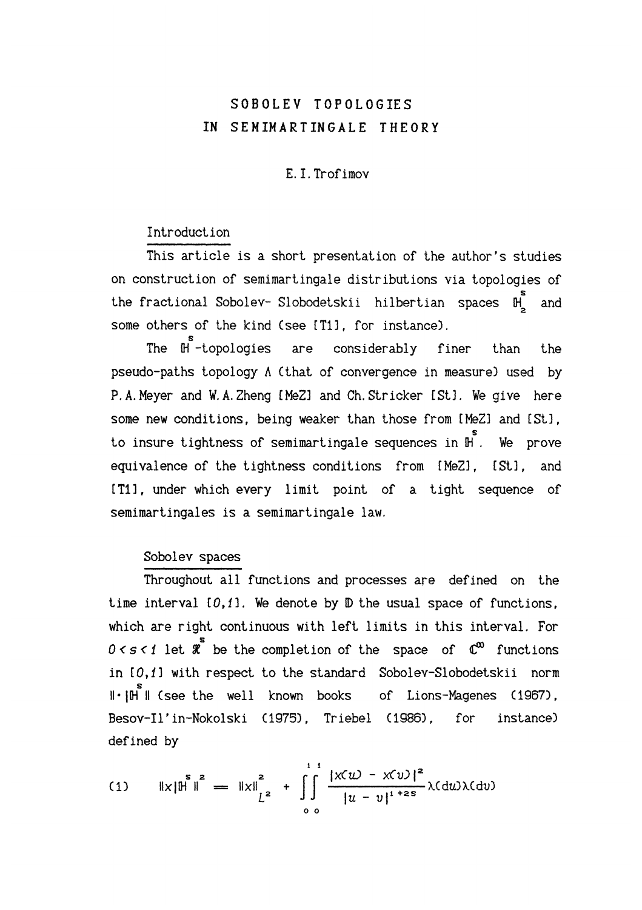# SOBOLEV TOPOLOGIES IN SEMIMARTINGALE THEORY

E. I. Trofimov

## Introduction

This article is a short presentation of the author's studies on construction of semimartingale distributions via topologies of the fractional Sobolev- Slobodetskii hilbertian spaces $\mathbb{H}^s_2$ and some others of the kind (see [T1], for instance).

The $\mathbb{H}^s$-topologies are considerably finer than the pseudo-paths topology $\Lambda$ (that of convergence in measure) used by P.A.Meyer and W.A.Zheng [MeZ] and Ch.Stricker [St]. We give here some new conditions, being weaker than those from [MeZ] and [St], to insure tightness of semimartingale sequences in $\mathbb{H}^s$. We prove equivalence of the tightness conditions from [MeZ], [St], and [T1], under which every limit point of a tight sequence of semimartingales is a semimartingale law.

## Sobolev spaces

Throughout all functions and processes are defined on the time interval $[0,1]$. We denote by $\mathbb{D}$ the usual space of functions, which are right continuous with left limits in this interval. For $0 < s < 1$ let $\mathfrak{X}^s$ be the completion of the space of $\mathbb{C}^\infty$ functions in $[0,1]$ with respect to the standard Sobolev-Slobodetskii norm $\| \cdot | \mathbb{H}^s \|$ (see the well known books of Lions-Magenes (1967), Besov-Il'in-Nokolski (1975), Triebel (1986), for instance) defined by

$$(1) \qquad \|x|\mathbb{H}^s\|^2 = \|x\|^2_{L^2} + \int_0^1\!\!\int_0^1 \frac{|x(u) - x(v)|^2}{|u - v|^{1+2s}} \lambda(du)\lambda(dv)$$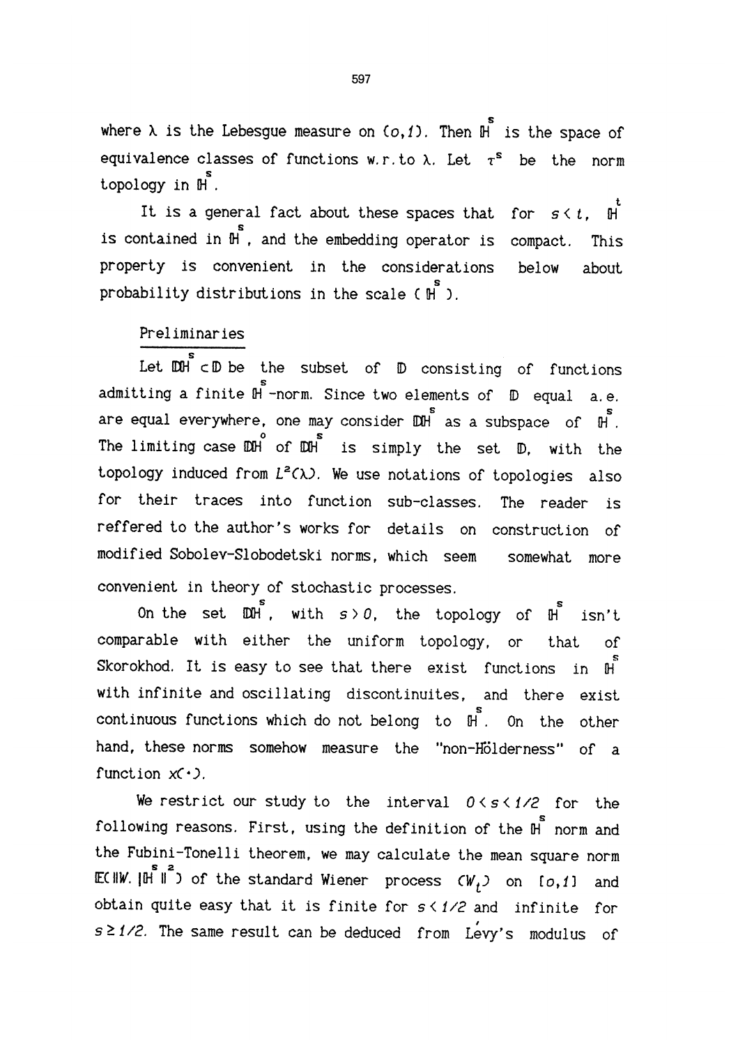where $\lambda$ is the Lebesgue measure on $(o,1)$. Then $\mathbb{H}^s$ is the space of equivalence classes of functions w.r.to $\lambda$. Let $\tau^s$ be the norm topology in $\mathbb{H}^s$.

It is a general fact about these spaces that for $s < t$, $\mathbb{H}^t$ is contained in $\mathbb{H}^s$, and the embedding operator is compact. This property is convenient in the considerations below about probability distributions in the scale $(\mathbb{H}^s)$.

## Preliminaries

Let $\mathbb{DH}^s \subset \mathbb{D}$ be the subset of $\mathbb{D}$ consisting of functions admitting a finite $\mathbb{H}^s$-norm. Since two elements of $\mathbb{D}$ equal a.e. are equal everywhere, one may consider $\mathbb{DH}^s$ as a subspace of $\mathbb{H}^s$. The limiting case $\mathbb{DH}^o$ of $\mathbb{DH}^s$ is simply the set $\mathbb{D}$, with the topology induced from $L^2(\lambda)$. We use notations of topologies also for their traces into function sub-classes. The reader is reffered to the author's works for details on construction of modified Sobolev-Slobodetski norms, which seem somewhat more convenient in theory of stochastic processes.

On the set $\mathbb{DH}^s$, with $s > 0$, the topology of $\mathbb{H}^s$ isn't comparable with either the uniform topology, or that of Skorokhod. It is easy to see that there exist functions in $\mathbb{H}^s$ with infinite and oscillating discontinuites, and there exist continuous functions which do not belong to $\mathbb{H}^s$. On the other hand, these norms somehow measure the "non-Hölderness" of a function $x(\cdot)$.

We restrict our study to the interval $0 < s < 1/2$ for the following reasons. First, using the definition of the $\mathbb{H}^s$ norm and the Fubini-Tonelli theorem, we may calculate the mean square norm $\mathbb{E}(\|W.|\mathbb{H}^s\|^2)$ of the standard Wiener process $(W_t)$ on $[o,1]$ and obtain quite easy that it is finite for $s < 1/2$ and infinite for $s \geq 1/2$. The same result can be deduced from Lévy's modulus of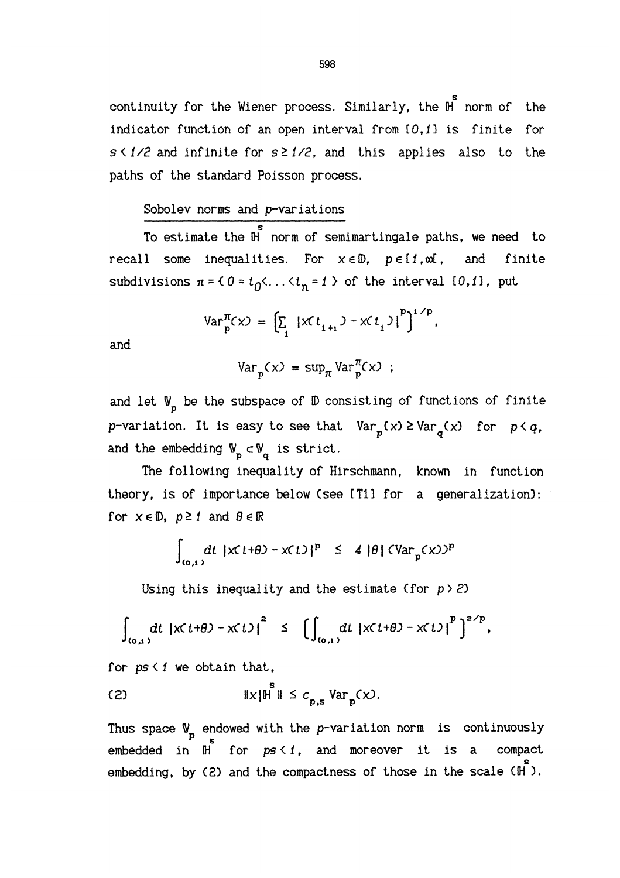continuity for the Wiener process. Similarly, the $\mathbb{H}^s$ norm of the indicator function of an open interval from $[0,1]$ is finite for $s < 1/2$ and infinite for $s \geq 1/2$, and this applies also to the paths of the standard Poisson process.

## Sobolev norms and $p$-variations

To estimate the $\mathbb{H}^s$ norm of semimartingale paths, we need to recall some inequalities. For $x \in \mathbb{D}$, $p \in [1, \infty[$, and finite subdivisions $\pi = \{ 0 = t_0 < \ldots < t_n = 1 \}$ of the interval $[0,1]$, put

$$\mathrm{Var}_p^{\pi}(x) = \Big[ \sum_i |x(t_{i+1}) - x(t_i)|^p \Big]^{1/p},$$

and

$$\mathrm{Var}_p(x) = \sup_{\pi} \mathrm{Var}_p^{\pi}(x) \ ;$$

and let $\mathbb{V}_p$ be the subspace of $\mathbb{D}$ consisting of functions of finite $p$-variation. It is easy to see that $\mathrm{Var}_p(x) \geq \mathrm{Var}_q(x)$ for $p < q$, and the embedding $\mathbb{V}_p \subset \mathbb{V}_q$ is strict.

The following inequality of Hirschmann, known in function theory, is of importance below (see [T1] for a generalization): for $x \in \mathbb{D}$, $p \geq 1$ and $\theta \in \mathbb{R}$

$$\int_{(0,1)} dt \ |x(t+\theta) - x(t)|^p \ \leq \ 4 \, |\theta| \, (\mathrm{Var}_p(x))^p$$

Using this inequality and the estimate (for $p > 2$)

$$\int_{(0,1)} dt \ |x(t+\theta) - x(t)|^2 \ \leq \ \Big[ \int_{(0,1)} dt \ |x(t+\theta) - x(t)|^p \Big]^{2/p},$$

for $ps < 1$ we obtain that,

$$\|x|\mathbb{H}^s\| \leq c_{p,s} \, \mathrm{Var}_p(x). \tag{2}$$

Thus space $\mathbb{V}_p$ endowed with the $p$-variation norm is continuously embedded in $\mathbb{H}^s$ for $ps < 1$, and moreover it is a compact embedding, by (2) and the compactness of those in the scale $(\mathbb{H}^s)$.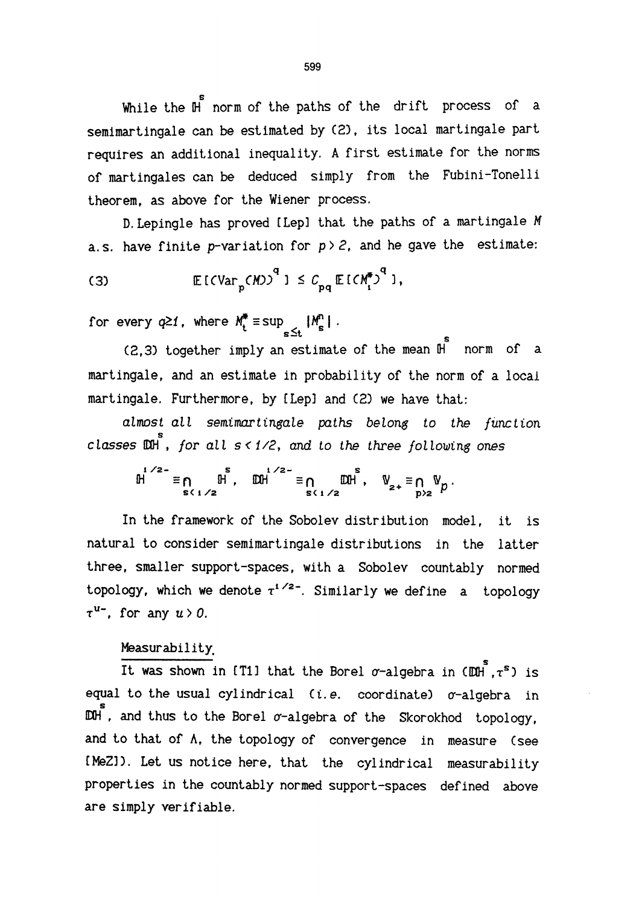While the $\mathbb{H}^s$ norm of the paths of the drift process of a semimartingale can be estimated by (2), its local martingale part requires an additional inequality. A first estimate for the norms of martingales can be deduced simply from the Fubini-Tonelli theorem, as above for the Wiener process.

D. Lepingle has proved [Lep] that the paths of a martingale $M$ a.s. have finite $p$-variation for $p > 2$, and he gave the estimate:

$$\mathbb{E}[(\mathrm{Var}_p(M))^q] \leq C_{pq}\, \mathbb{E}[(M_1^*)^q], \tag{3}$$

for every $q \geq 1$, where $M_t^* \equiv \sup_{s \leq t} |M_s^n|$.

(2,3) together imply an estimate of the mean $\mathbb{H}^s$ norm of a martingale, and an estimate in probability of the norm of a local martingale. Furthermore, by [Lep] and (2) we have that:

*almost all semimartingale paths belong to the function classes* $\mathbb{DH}^s$, *for all* $s < 1/2$, *and to the three following ones*

$$\mathbb{H}^{1/2-} \equiv \bigcap_{s<1/2} \mathbb{H}^s, \quad \mathbb{DH}^{1/2-} \equiv \bigcap_{s<1/2} \mathbb{DH}^s, \quad \mathbb{V}_{2+} \equiv \bigcap_{p>2} \mathbb{V}_p .$$

In the framework of the Sobolev distribution model, it is natural to consider semimartingale distributions in the latter three, smaller support-spaces, with a Sobolev countably normed topology, which we denote $\tau^{1/2-}$. Similarly we define a topology $\tau^{u-}$, for any $u > 0$.

Measurability.

It was shown in [T1] that the Borel $\sigma$-algebra in $(\mathbb{DH}^s, \tau^s)$ is equal to the usual cylindrical (*i.e.* coordinate) $\sigma$-algebra in $\mathbb{DH}^s$, and thus to the Borel $\sigma$-algebra of the Skorokhod topology, and to that of $\Lambda$, the topology of convergence in measure (see [MeZ]). Let us notice here, that the cylindrical measurability properties in the countably normed support-spaces defined above are simply verifiable.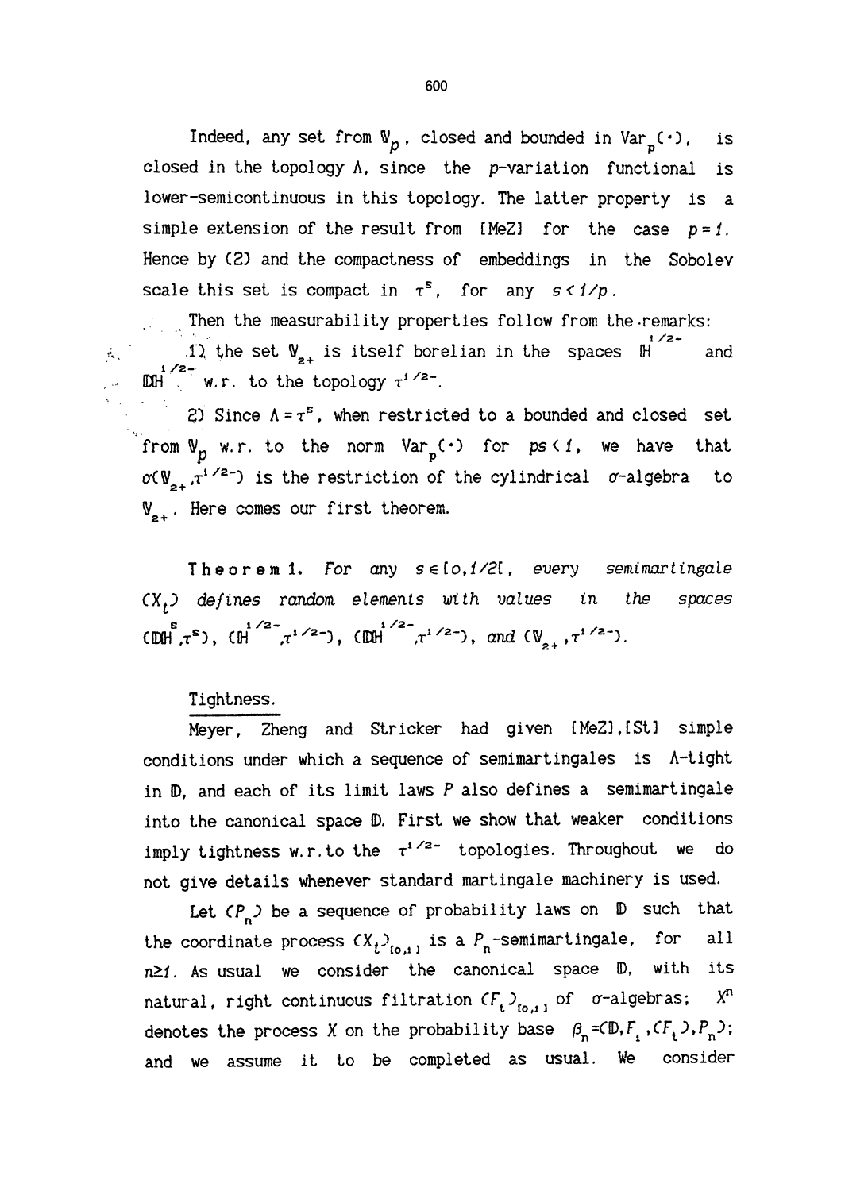Indeed, any set from $\mathbb{V}_p$, closed and bounded in $\mathrm{Var}_p(\cdot)$, is closed in the topology $\Lambda$, since the $p$-variation functional is lower-semicontinuous in this topology. The latter property is a simple extension of the result from [MeZ] for the case $p=1$. Hence by (2) and the compactness of embeddings in the Sobolev scale this set is compact in $\tau^s$, for any $s<1/p$.

Then the measurability properties follow from the remarks:

1) the set $\mathbb{V}_{2+}$ is itself borelian in the spaces $\mathbb{H}^{1/2-}$ and $\mathbb{DH}^{1/2-}$ w.r. to the topology $\tau^{1/2-}$.

2) Since $\Lambda=\tau^s$, when restricted to a bounded and closed set from $\mathbb{V}_p$ w.r. to the norm $\mathrm{Var}_p(\cdot)$ for $ps<1$, we have that $\sigma(\mathbb{V}_{2+},\tau^{1/2-})$ is the restriction of the cylindrical $\sigma$-algebra to $\mathbb{V}_{2+}$. Here comes our first theorem.

**Theorem 1.** *For any $s\in[0,1/2[$, every semimartingale $(X_t)$ defines random elements with values in the spaces $(\mathbb{DH}^s,\tau^s)$, $(\mathbb{H}^{1/2-},\tau^{1/2-})$, $(\mathbb{DH}^{1/2-},\tau^{1/2-})$, and $(\mathbb{V}_{2+},\tau^{1/2-})$.*

### Tightness.

Meyer, Zheng and Stricker had given [MeZ],[St] simple conditions under which a sequence of semimartingales is $\Lambda$-tight in $\mathbb{D}$, and each of its limit laws $P$ also defines a semimartingale into the canonical space $\mathbb{D}$. First we show that weaker conditions imply tightness w.r.to the $\tau^{1/2-}$ topologies. Throughout we do not give details whenever standard martingale machinery is used.

Let $(P_n)$ be a sequence of probability laws on $\mathbb{D}$ such that the coordinate process $(X_t)_{[0,1]}$ is a $P_n$-semimartingale, for all $n\geq 1$. As usual we consider the canonical space $\mathbb{D}$, with its natural, right continuous filtration $(F_t)_{[0,1]}$ of $\sigma$-algebras; $X^n$ denotes the process $X$ on the probability base $\beta_n=(\mathbb{D},F_1,(F_t),P_n)$; and we assume it to be completed as usual. We consider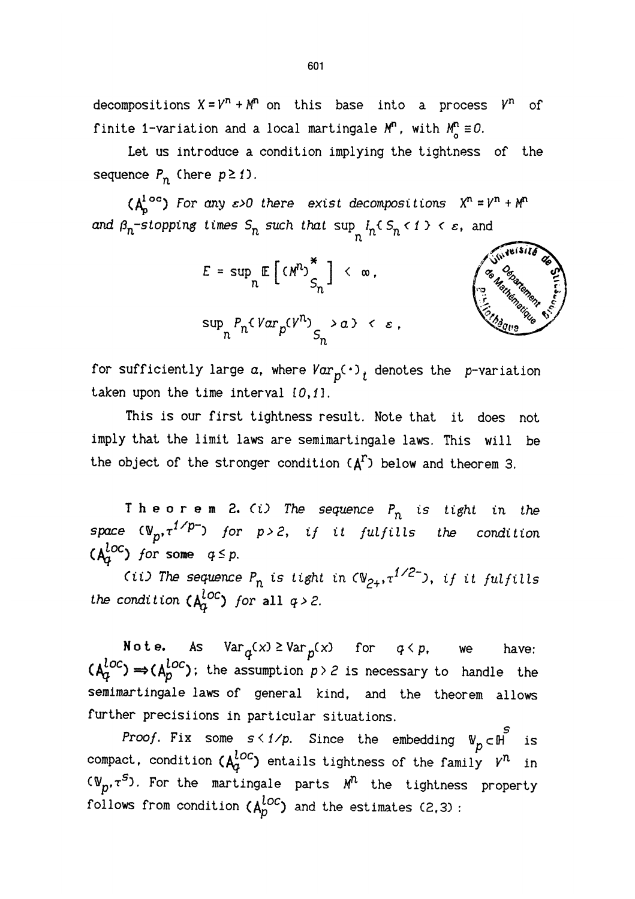decompositions $X = V^n + M^n$ on this base into a process $V^n$ of finite 1-variation and a local martingale $M^n$, with $M^n_0 \equiv 0$.

Let us introduce a condition implying the tightness of the sequence $P_n$ (here $p \geq 1$).

$(A_p^{loc})$ *For any $\varepsilon>0$ there exist decompositions $X^n = V^n + M^n$ and $\beta_n$-stopping times $S_n$ such that* $\sup_n P_n\{ S_n < 1 \} < \varepsilon$, and

$$E = \sup_n \mathbb{E}\left[ (M^n)^*_{S_n} \right] < \infty,$$

$$\sup_n P_n\{ Var_p(V^n)_{S_n} > a \} < \varepsilon,$$

for sufficiently large $a$, where $Var_p(\cdot)_t$ denotes the $p$-variation taken upon the time interval $[0,1]$.

This is our first tightness result. Note that it does not imply that the limit laws are semimartingale laws. This will be the object of the stronger condition $(A^r)$ below and theorem 3.

**Theorem 2.** *(i) The sequence $P_n$ is tight in the space $(\mathbb{V}_p, \tau^{1/p-})$ for $p>2$, if it fulfills the condition $(A_q^{loc})$ for* some $q \leq p$.

*(ii) The sequence $P_n$ is tight in $(\mathbb{V}_{2+}, \tau^{1/2-})$, if it fulfills the condition $(A_q^{loc})$ for* all $q > 2$.

**Note.** As $\mathrm{Var}_q(x) \geq \mathrm{Var}_p(x)$ for $q < p$, we have: $(A_q^{loc}) \Rightarrow (A_p^{loc})$; the assumption $p > 2$ is necessary to handle the semimartingale laws of general kind, and the theorem allows further precisiions in particular situations.

*Proof.* Fix some $s < 1/p$. Since the embedding $\mathbb{V}_p \subset \mathbb{H}^s$ is compact, condition $(A_q^{loc})$ entails tightness of the family $V^n$ in $(\mathbb{V}_p, \tau^s)$. For the martingale parts $M^n$ the tightness property follows from condition $(A_p^{loc})$ and the estimates (2,3) :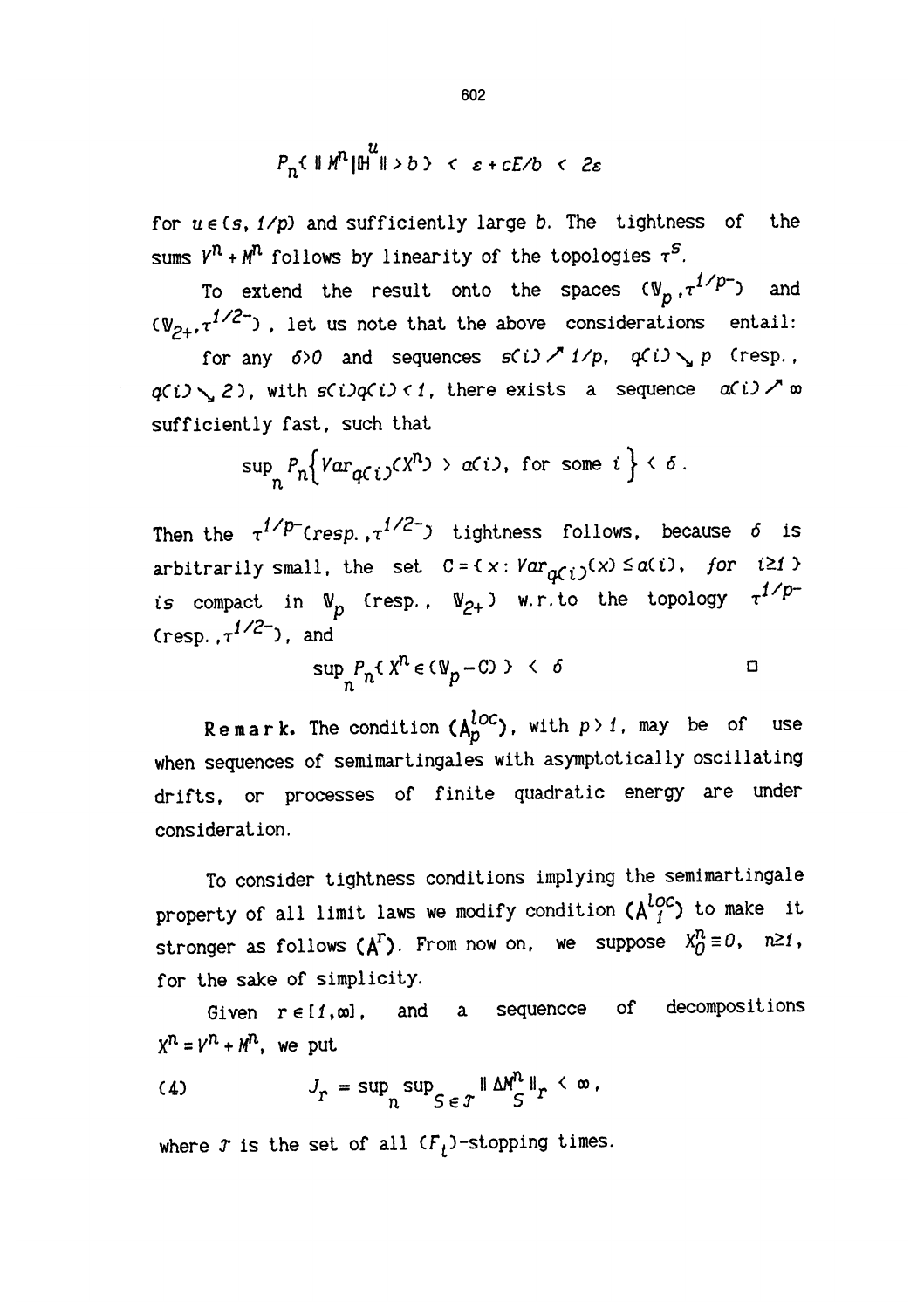$$P_n\{ \| M^n|\mathbb{H}^u \| > b \} < \varepsilon + cE/b < 2\varepsilon$$

for $u \in (s, 1/p)$ and sufficiently large $b$. The tightness of the sums $V^n + M^n$ follows by linearity of the topologies $\tau^s$.

To extend the result onto the spaces $(\mathbb{V}_p, \tau^{1/p-})$ and $(\mathbb{V}_{2+}, \tau^{1/2-})$, let us note that the above considerations entail:

for any $\delta > 0$ and sequences $s(i) \nearrow 1/p$, $q(i) \searrow p$ (resp., $q(i) \searrow 2$), with $s(i)q(i) < 1$, there exists a sequence $\alpha(i) \nearrow \infty$ sufficiently fast, such that

$$\sup_n P_n\left\{ Var_{q(i)}(X^n) > \alpha(i), \text{ for some } i \right\} < \delta .$$

Then the $\tau^{1/p-}$(resp., $\tau^{1/2-}$) tightness follows, because $\delta$ is arbitrarily small, the set $C = \{ x : Var_{q(i)}(x) \le \alpha(i), \text{ for } i \ge 1 \}$ is compact in $\mathbb{V}_p$ (resp., $\mathbb{V}_{2+}$) w.r.to the topology $\tau^{1/p-}$ (resp., $\tau^{1/2-}$), and

$$\sup_n P_n\{ X^n \in (\mathbb{V}_p - C) \} < \delta \qquad \square$$

**Remark.** The condition $(A_p^{loc})$, with $p > 1$, may be of use when sequences of semimartingales with asymptotically oscillating drifts, or processes of finite quadratic energy are under consideration.

To consider tightness conditions implying the semimartingale property of all limit laws we modify condition $(A_1^{loc})$ to make it stronger as follows $(A^r)$. From now on, we suppose $X_0^n \equiv 0$, $n \ge 1$, for the sake of simplicity.

Given $r \in [1, \infty]$, and a sequencce of decompositions $X^n = V^n + M^n$, we put

$$(4) \qquad J_r = \sup_n \sup_{S \in \mathcal{T}} \| \Delta M_S^n \|_r < \infty ,$$

where $\mathcal{T}$ is the set of all $(F_t)$-stopping times.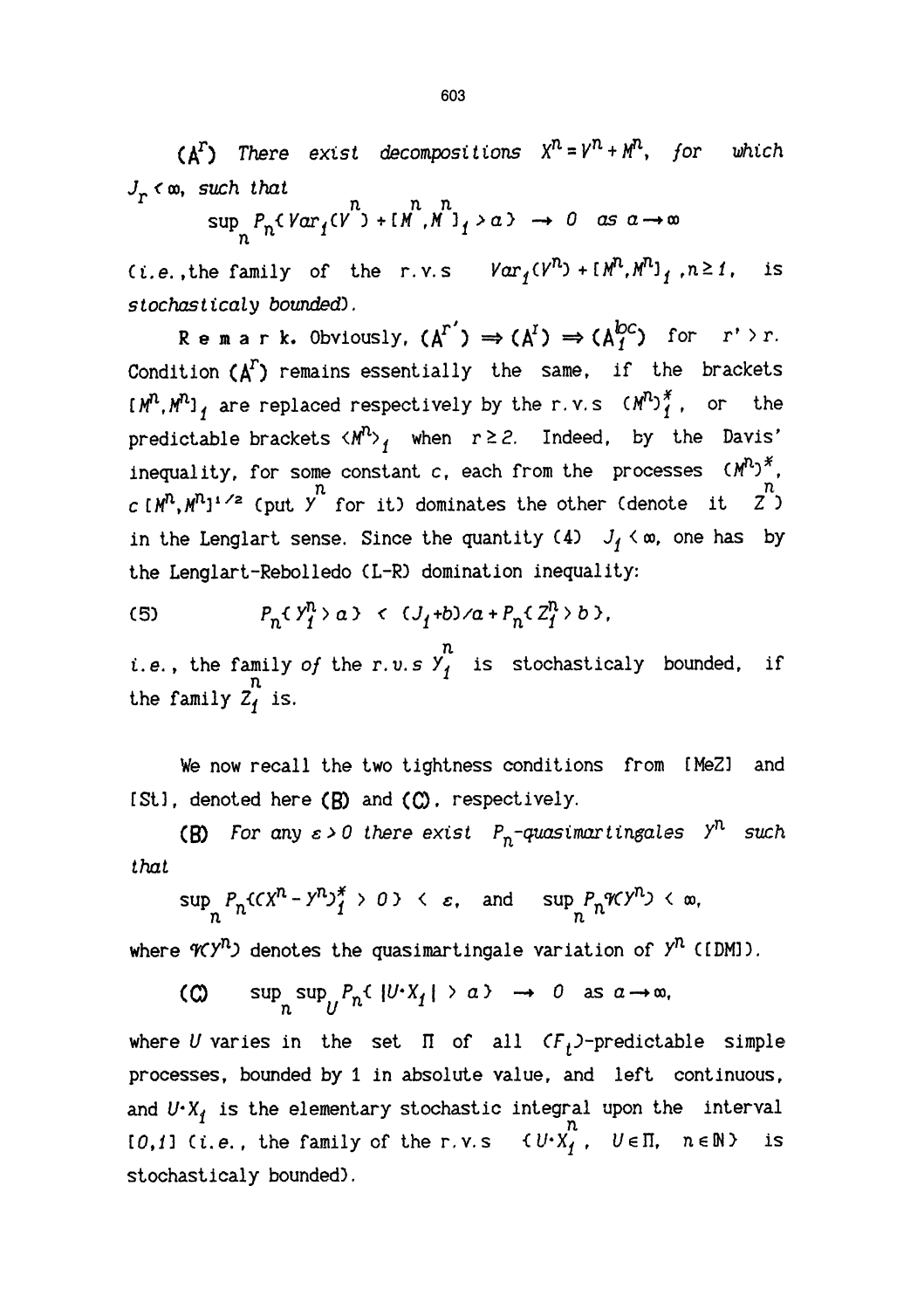($A^r$) *There exist decompositions* $X^n = V^n + M^n$, *for which* $J_r < \infty$, *such that*

$$\sup_n P_n\{ Var_1(V^n) + [M^n, M^n]_1 > a\} \to 0 \quad as\ a \to \infty$$

(*i.e.*, the family of the r.v.s $Var_1(V^n) + [M^n, M^n]_1$, $n \geq 1$, is *stochasticaly bounded*).

**R e m a r k.** Obviously, $(A^{r'}) \Rightarrow (A^r) \Rightarrow (A_1^{loc})$ for $r' > r$. Condition $(A^r)$ remains essentially the same, if the brackets $[M^n, M^n]_1$ are replaced respectively by the r.v.s $(M^n)_1^*$, or the predictable brackets $\langle M^n \rangle_1$ when $r \geq 2$. Indeed, by the Davis' inequality, for some constant $c$, each from the processes $(M^n)^*$, $c\,[M^n, M^n]^{1/2}$ (put $Y^n$ for it) dominates the other (denote it $Z^n$) in the Lenglart sense. Since the quantity (4) $J_1 < \infty$, one has by the Lenglart-Rebolledo (L-R) domination inequality:

$$P_n\{ Y_1^n > a\} < (J_1 + b)/a + P_n\{ Z_1^n > b\}, \tag{5}$$

*i.e.*, the family *of* the r.v.s $Y_1^n$ is stochasticaly bounded, if the family $Z_1^n$ is.

We now recall the two tightness conditions from [MeZ] and [St], denoted here (B) and (C), respectively.

**(B)** *For any* $\varepsilon > 0$ *there exist* $P_n$*-quasimartingales* $Y^n$ *such that*

$$\sup_n P_n\{(X^n - Y^n)_1^* > 0\} < \varepsilon, \quad \text{and} \quad \sup_n P_n \mathcal{V}(Y^n) < \infty,$$

where $\mathcal{V}(Y^n)$ denotes the quasimartingale variation of $Y^n$ ([DM]).

$$\textbf{(C)} \qquad \sup_n \sup_U P_n\{ |U \cdot X_1| > a\} \to 0 \quad \text{as } a \to \infty,$$

where $U$ varies in the set $\Pi$ of all $(F_t)$-predictable simple processes, bounded by 1 in absolute value, and left continuous, and $U \cdot X_1$ is the elementary stochastic integral upon the interval $[0,1]$ (*i.e.*, the family of the r.v.s $\{U \cdot X_1^n,\ U \in \Pi,\ n \in \mathbb{N}\}$ is stochasticaly bounded).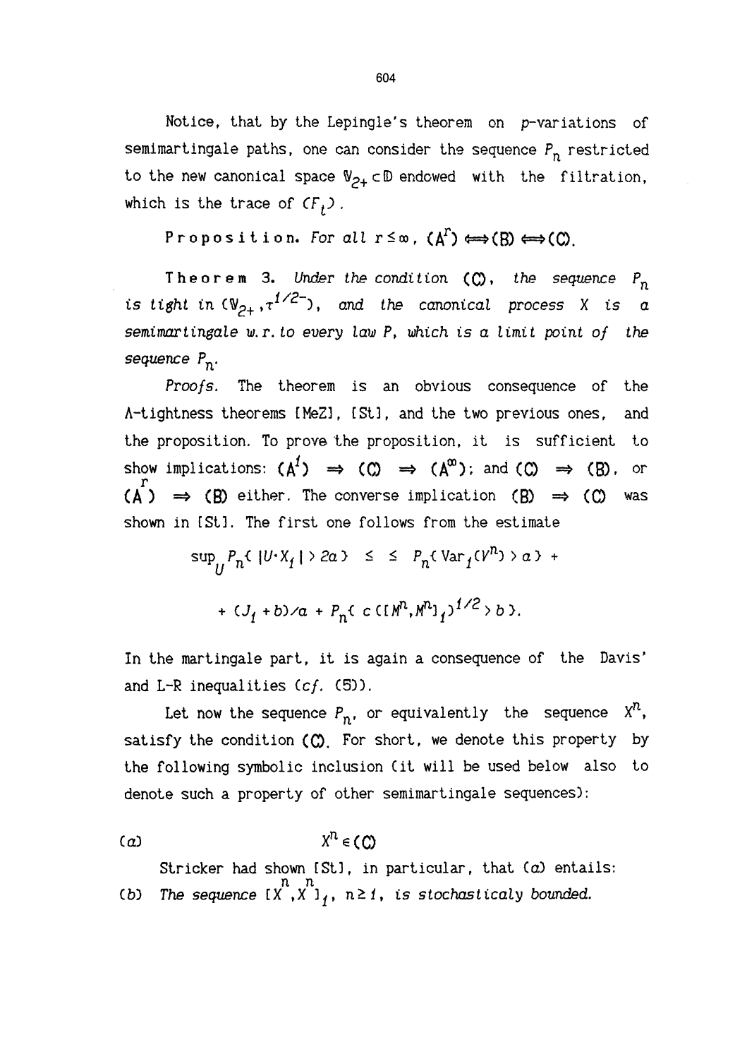Notice, that by the Lepingle's theorem on $p$-variations of semimartingale paths, one can consider the sequence $P_n$ restricted to the new canonical space $\mathbb{V}_{2+} \subset \mathbb{D}$ endowed with the filtration, which is the trace of $(F_t)$.

**Proposition.** *For all* $r \leq \infty$, $(A^r) \Longleftrightarrow (B) \Longleftrightarrow (C)$.

**Theorem 3.** *Under the condition* $(C)$, *the sequence* $P_n$ *is tight in* $(\mathbb{V}_{2+}, \tau^{1/2-})$, *and the canonical process* $X$ *is a semimartingale w.r.to every law* $P$, *which is a limit point of the sequence* $P_n$.

*Proofs.* The theorem is an obvious consequence of the $\Lambda$-tightness theorems [MeZ], [St], and the two previous ones, and the proposition. To prove the proposition, it is sufficient to show implications: $(A^1) \Rightarrow (C) \Rightarrow (A^\infty)$; and $(C) \Rightarrow (B)$, or $(A^r) \Rightarrow (B)$ either. The converse implication $(B) \Rightarrow (C)$ was shown in [St]. The first one follows from the estimate

$$\sup_U P_n\{\, |U \cdot X_1| > 2a \,\} \;\leq\; \leq \; P_n\{\, \mathrm{Var}_1(V^n) > a \,\} \;+$$

$$+ \; (J_1 + b)/a \; + \; P_n\{\, c\,([M^n, M^n]_1)^{1/2} > b \,\}.$$

In the martingale part, it is again a consequence of the Davis' and L-R inequalities (*cf.* (5)).

Let now the sequence $P_n$, or equivalently the sequence $X^n$, satisfy the condition $(C)$. For short, we denote this property by the following symbolic inclusion (it will be used below also to denote such a property of other semimartingale sequences):

(*a*) $$X^n \in (C)$$

Stricker had shown [St], in particular, that (*a*) entails:

(*b*) *The sequence* $[X^n, X^n]_1$, $n \geq 1$, *is stochasticaly bounded.*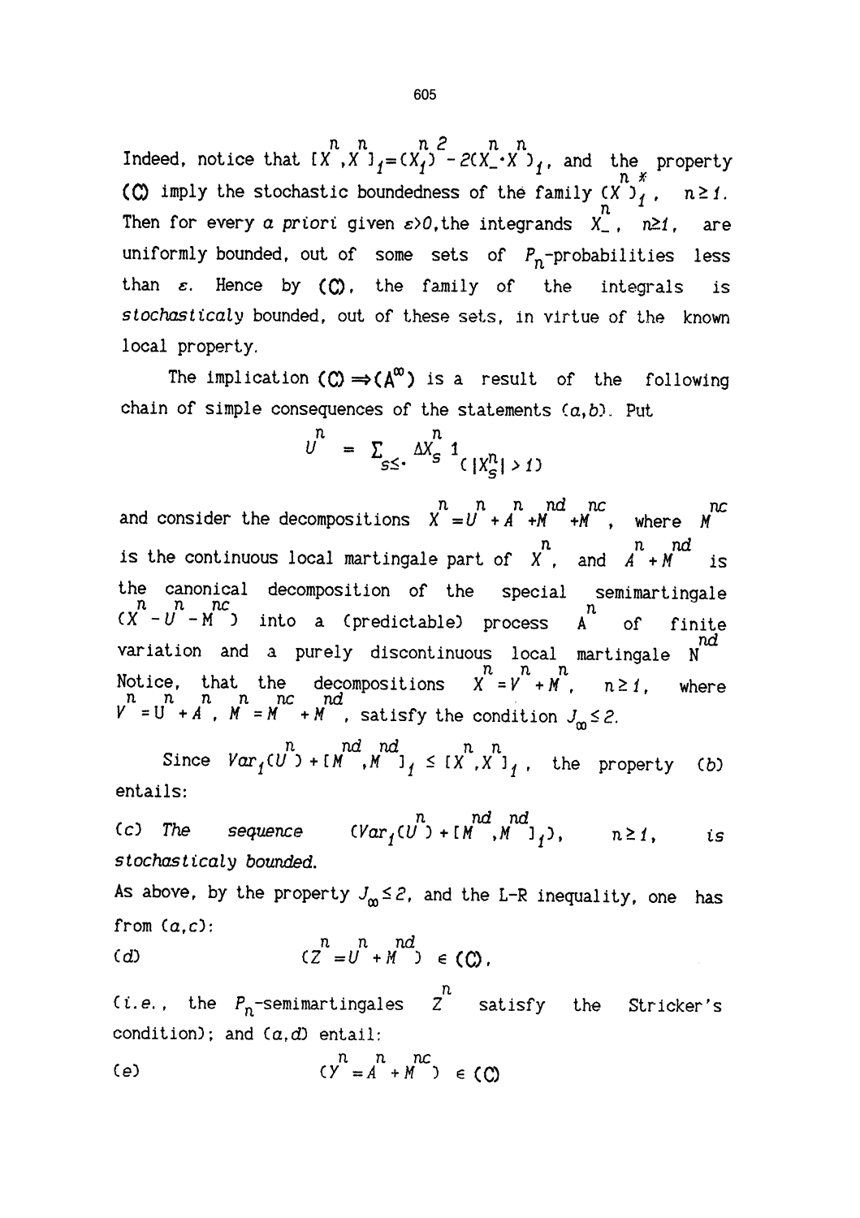Indeed, notice that $[X^n,X^n]_1=(X_1^n)^2-2(X_-^n\cdot X^n)_1$, and the property **(C)** imply the stochastic boundedness of the family $(X^n)_1^*$, $n\geq 1$. Then for every *a priori* given $\varepsilon>0$, the integrands $X_-^n$, $n\geq 1$, are uniformly bounded, out of some sets of $P_n$-probabilities less than $\varepsilon$. Hence by **(C)**, the family of the integrals is *stochasticaly* bounded, out of these sets, in virtue of the known local property.

The implication $(\mathbf{C})\Rightarrow(\mathbf{A}^\infty)$ is a result of the following chain of simple consequences of the statements $(a,b)$. Put

$$U^n = \sum_{s\leq \cdot} \Delta X_s^n \, 1_{(|X_s^n|>1)}$$

and consider the decompositions $X^n=U^n+A^n+M^{nd}+M^{nc}$, where $M^{nc}$ is the continuous local martingale part of $X^n$, and $A^n+M^{nd}$ is the canonical decomposition of the special semimartingale $(X^n-U^n-M^{nc})$ into a (predictable) process $A^n$ of finite variation and a purely discontinuous local martingale $N^{nd}$. Notice, that the decompositions $X^n=V^n+M^n$, $n\geq 1$, where $V^n=U^n+A^n$, $M^n=M^{nc}+M^{nd}$, satisfy the condition $J_\infty\leq 2$.

Since $Var_1(U^n)+[M^{nd},M^{nd}]_1\leq [X^n,X^n]_1$, the property $(b)$ entails:

$(c)$ *The sequence* $(Var_1(U^n)+[M^{nd},M^{nd}]_1)$, $n\geq 1$, *is stochasticaly bounded.*

As above, by the property $J_\infty\leq 2$, and the L-R inequality, one has from $(a,c)$:

$(d)$ $$(Z^n=U^n+M^{nd})\in(\mathbf{C}),$$

(*i.e.*, the $P_n$-semimartingales $Z^n$ satisfy the Stricker's condition); and $(a,d)$ entail:

$(e)$ $$(Y^n=A^n+M^{nc})\in(\mathbf{C})$$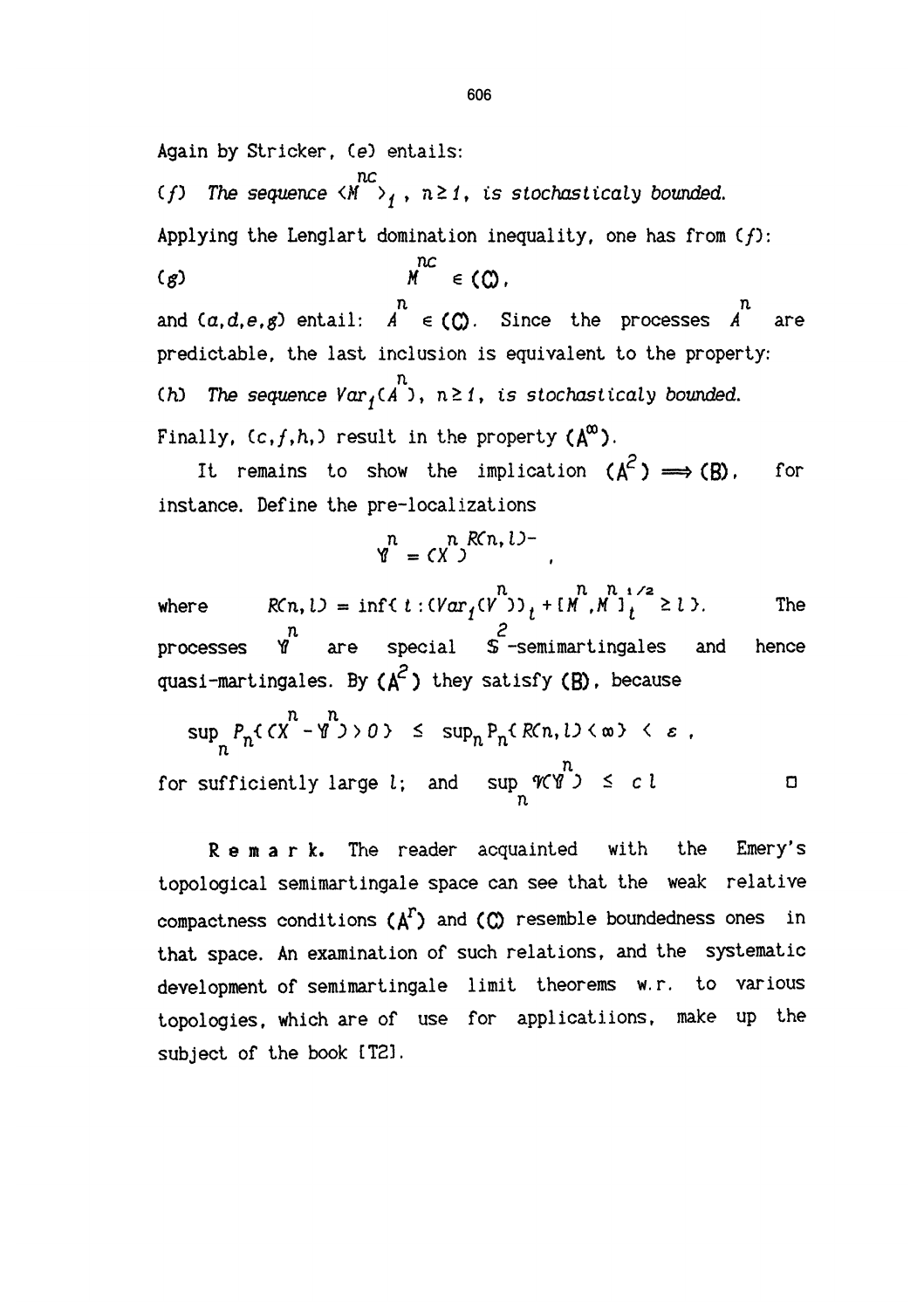Again by Stricker, (*e*) entails:

(*f*) *The sequence* $\langle M^{nc}\rangle_1$, $n \geq 1$, *is stochasticaly bounded.*

Applying the Lenglart domination inequality, one has from (*f*):

(*g*) $$M^{nc} \in (\mathbb{C}),$$

and (*a,d,e,g*) entail: $A^n \in (\mathbb{C})$. Since the processes $A^n$ are predictable, the last inclusion is equivalent to the property:

(*h*) *The sequence* $Var_1(A^n)$, $n \geq 1$, *is stochasticaly bounded.*

Finally, (*c,f,h,*) result in the property $(\mathsf{A}^\infty)$.

It remains to show the implication $(\mathsf{A}^2) \Longrightarrow (\mathsf{B})$, for instance. Define the pre-localizations

$$\mathbb{Y}^n = (X^n)^{R(n,l)-},$$

where $R(n,l) = \inf\{\, t : (Var_1(V^n))_t + [M^n, M^n]_t^{1/2} \geq l \,\}$. The processes $\mathbb{Y}^n$ are special $\mathcal{S}^2$-semimartingales and hence quasi-martingales. By $(\mathsf{A}^2)$ they satisfy $(\mathsf{B})$, because

$$\sup_n P_n\{(X^n - \mathbb{Y}^n) > 0\} \;\leq\; \sup_n P_n\{R(n,l) < \infty\} \;<\; \varepsilon\,,$$

for sufficiently large $l$; and $\sup_n \mathcal{V}(\mathbb{Y}^n) \leq c\, l$ □

**Remark.** The reader acquainted with the Emery's topological semimartingale space can see that the weak relative compactness conditions $(\mathsf{A}^r)$ and $(\mathbb{C})$ resemble boundedness ones in that space. An examination of such relations, and the systematic development of semimartingale limit theorems w.r. to various topologies, which are of use for applicatiions, make up the subject of the book [T2].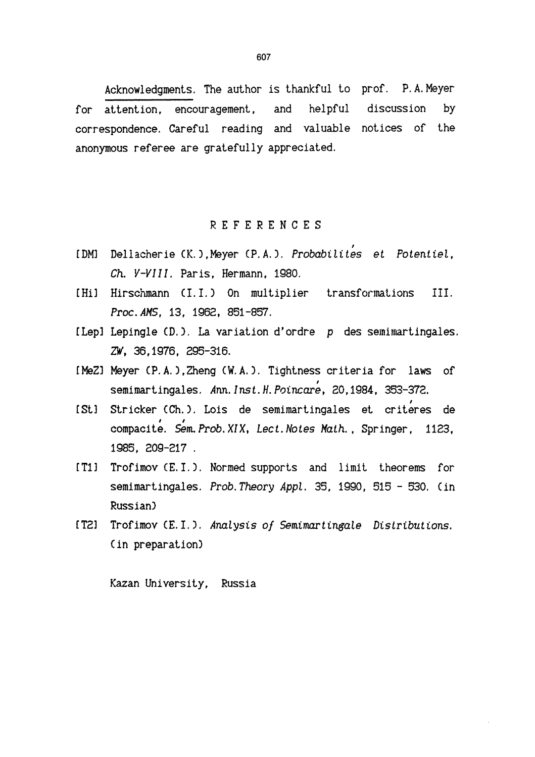Acknowledgments. The author is thankful to prof. P. A. Meyer for attention, encouragement, and helpful discussion by correspondence. Careful reading and valuable notices of the anonymous referee are gratefully appreciated.

## REFERENCES

[DM] Dellacherie (K.), Meyer (P. A.). *Probabilités et Potentiel, Ch. V-VIII.* Paris, Hermann, 1980.

[Hi] Hirschmann (I. I.) On multiplier transformations III. *Proc. AMS*, 13, 1962, 851-857.

[Lep] Lepingle (D.). La variation d'ordre $p$ des semimartingales. *ZW*, 36, 1976, 295-316.

[MeZ] Meyer (P. A.), Zheng (W. A.). Tightness criteria for laws of semimartingales. *Ann. Inst. H. Poincaré*, 20, 1984, 353-372.

[St] Stricker (Ch.). Lois de semimartingales et critères de compacité. *Sém. Prob. XIX, Lect. Notes Math.*, Springer, 1123, 1985, 209-217 .

[T1] Trofimov (E. I.). Normed supports and limit theorems for semimartingales. *Prob. Theory Appl.* 35, 1990, 515 - 530. (in Russian)

[T2] Trofimov (E. I.). *Analysis of Semimartingale Distributions.* (in preparation)

Kazan University, Russia